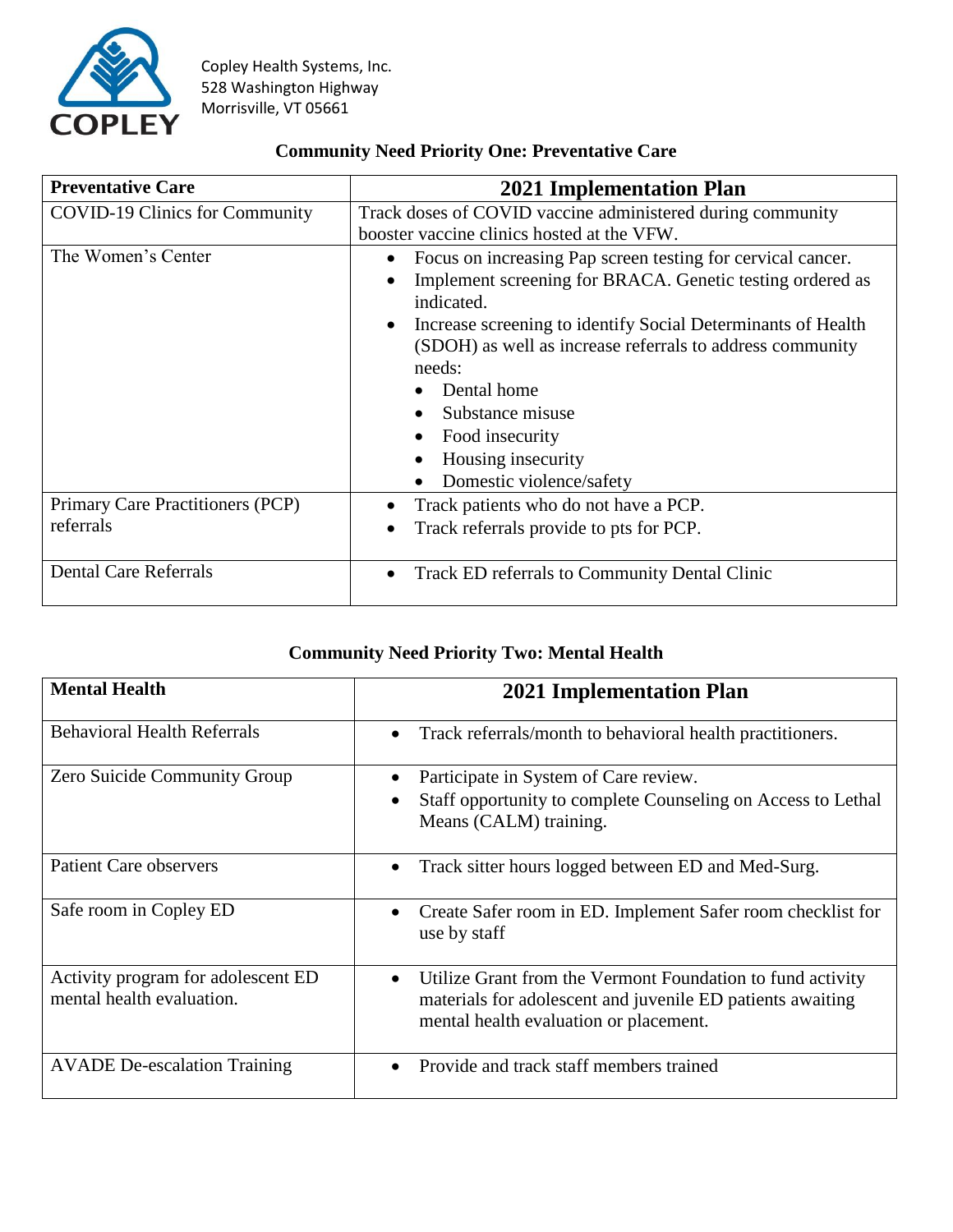Copley Health Systems, Inc.
528 Washington Highway
Morrisville, VT 05661

## Community Need Priority One: Preventative Care

| Preventative Care | 2021 Implementation Plan |
| --- | --- |
| COVID-19 Clinics for Community | Track doses of COVID vaccine administered during community booster vaccine clinics hosted at the VFW. |
| The Women's Center | • Focus on increasing Pap screen testing for cervical cancer.<br>• Implement screening for BRACA. Genetic testing ordered as indicated.<br>• Increase screening to identify Social Determinants of Health (SDOH) as well as increase referrals to address community needs:<br>&nbsp;&nbsp;◦ Dental home<br>&nbsp;&nbsp;◦ Substance misuse<br>&nbsp;&nbsp;◦ Food insecurity<br>&nbsp;&nbsp;◦ Housing insecurity<br>&nbsp;&nbsp;◦ Domestic violence/safety |
| Primary Care Practitioners (PCP) referrals | • Track patients who do not have a PCP.<br>• Track referrals provide to pts for PCP. |
| Dental Care Referrals | • Track ED referrals to Community Dental Clinic |

## Community Need Priority Two: Mental Health

| Mental Health | 2021 Implementation Plan |
| --- | --- |
| Behavioral Health Referrals | • Track referrals/month to behavioral health practitioners. |
| Zero Suicide Community Group | • Participate in System of Care review.<br>• Staff opportunity to complete Counseling on Access to Lethal Means (CALM) training. |
| Patient Care observers | • Track sitter hours logged between ED and Med-Surg. |
| Safe room in Copley ED | • Create Safer room in ED. Implement Safer room checklist for use by staff |
| Activity program for adolescent ED mental health evaluation. | • Utilize Grant from the Vermont Foundation to fund activity materials for adolescent and juvenile ED patients awaiting mental health evaluation or placement. |
| AVADE De-escalation Training | • Provide and track staff members trained |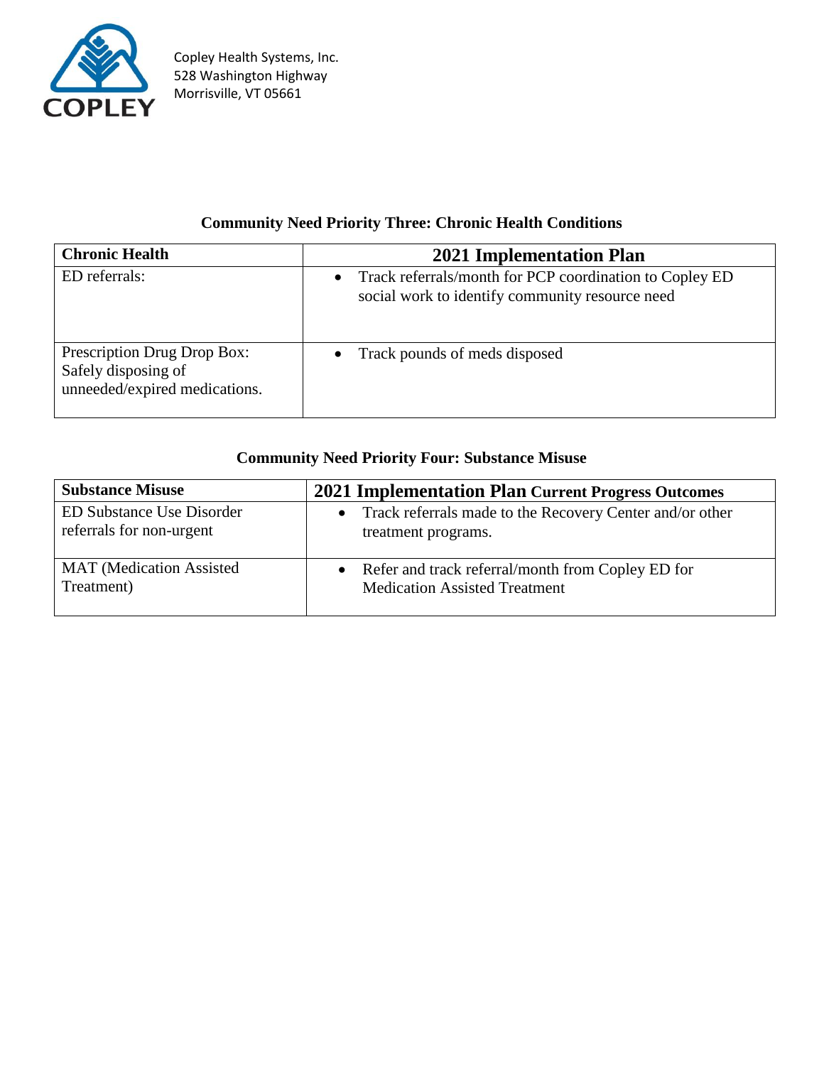Copley Health Systems, Inc.
528 Washington Highway
Morrisville, VT 05661

### Community Need Priority Three: Chronic Health Conditions

| Chronic Health | 2021 Implementation Plan |
|---|---|
| ED referrals: | • Track referrals/month for PCP coordination to Copley ED social work to identify community resource need |
| Prescription Drug Drop Box: Safely disposing of unneeded/expired medications. | • Track pounds of meds disposed |

### Community Need Priority Four: Substance Misuse

| Substance Misuse | 2021 Implementation Plan Current Progress Outcomes |
|---|---|
| ED Substance Use Disorder referrals for non-urgent | • Track referrals made to the Recovery Center and/or other treatment programs. |
| MAT (Medication Assisted Treatment) | • Refer and track referral/month from Copley ED for Medication Assisted Treatment |